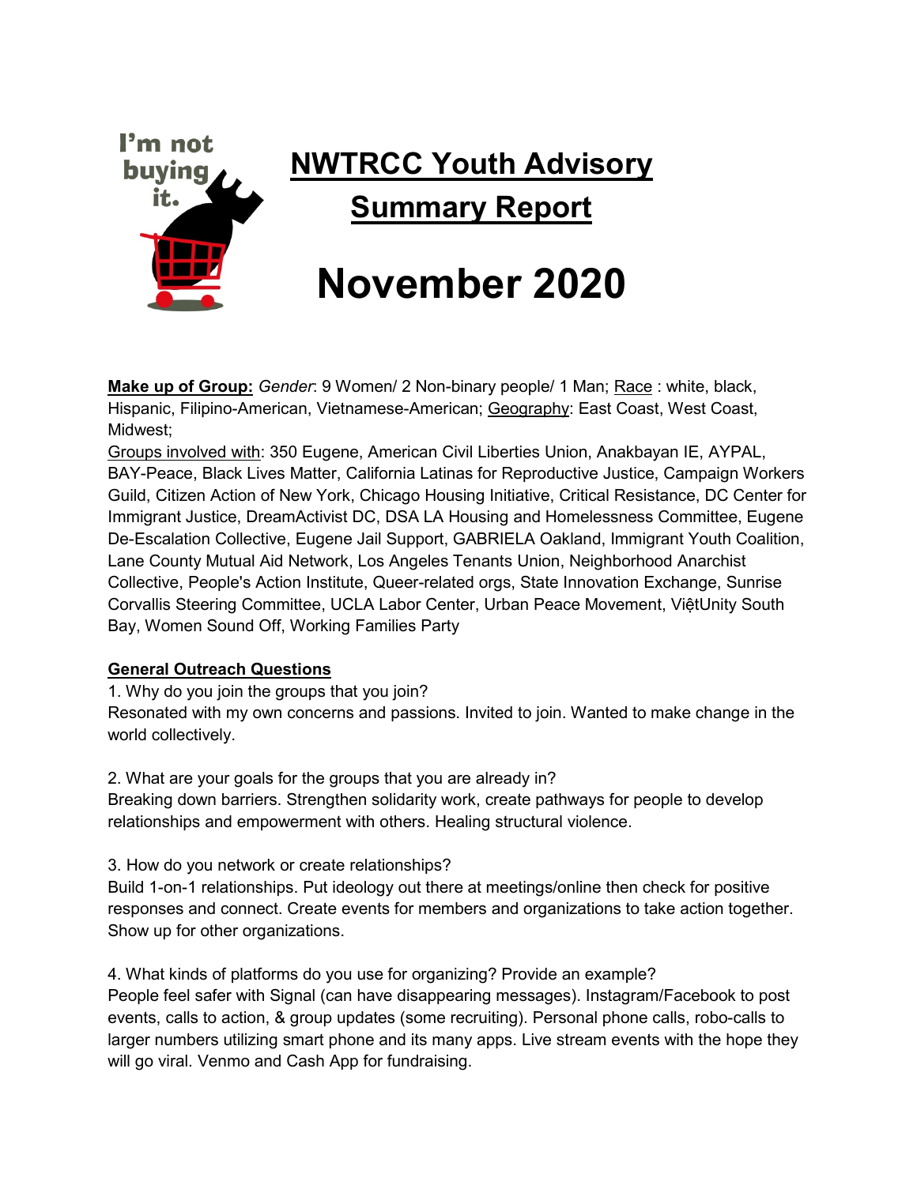I'm not buying it.

# NWTRCC Youth Advisory Summary Report

# November 2020

**Make up of Group:** *Gender*: 9 Women/ 2 Non-binary people/ 1 Man; Race : white, black, Hispanic, Filipino-American, Vietnamese-American; Geography: East Coast, West Coast, Midwest;

Groups involved with: 350 Eugene, American Civil Liberties Union, Anakbayan IE, AYPAL, BAY-Peace, Black Lives Matter, California Latinas for Reproductive Justice, Campaign Workers Guild, Citizen Action of New York, Chicago Housing Initiative, Critical Resistance, DC Center for Immigrant Justice, DreamActivist DC, DSA LA Housing and Homelessness Committee, Eugene De-Escalation Collective, Eugene Jail Support, GABRIELA Oakland, Immigrant Youth Coalition, Lane County Mutual Aid Network, Los Angeles Tenants Union, Neighborhood Anarchist Collective, People's Action Institute, Queer-related orgs, State Innovation Exchange, Sunrise Corvallis Steering Committee, UCLA Labor Center, Urban Peace Movement, ViệtUnity South Bay, Women Sound Off, Working Families Party

**General Outreach Questions**

1. Why do you join the groups that you join?
Resonated with my own concerns and passions. Invited to join. Wanted to make change in the world collectively.

2. What are your goals for the groups that you are already in?
Breaking down barriers. Strengthen solidarity work, create pathways for people to develop relationships and empowerment with others. Healing structural violence.

3. How do you network or create relationships?
Build 1-on-1 relationships. Put ideology out there at meetings/online then check for positive responses and connect. Create events for members and organizations to take action together. Show up for other organizations.

4. What kinds of platforms do you use for organizing? Provide an example?
People feel safer with Signal (can have disappearing messages). Instagram/Facebook to post events, calls to action, & group updates (some recruiting). Personal phone calls, robo-calls to larger numbers utilizing smart phone and its many apps. Live stream events with the hope they will go viral. Venmo and Cash App for fundraising.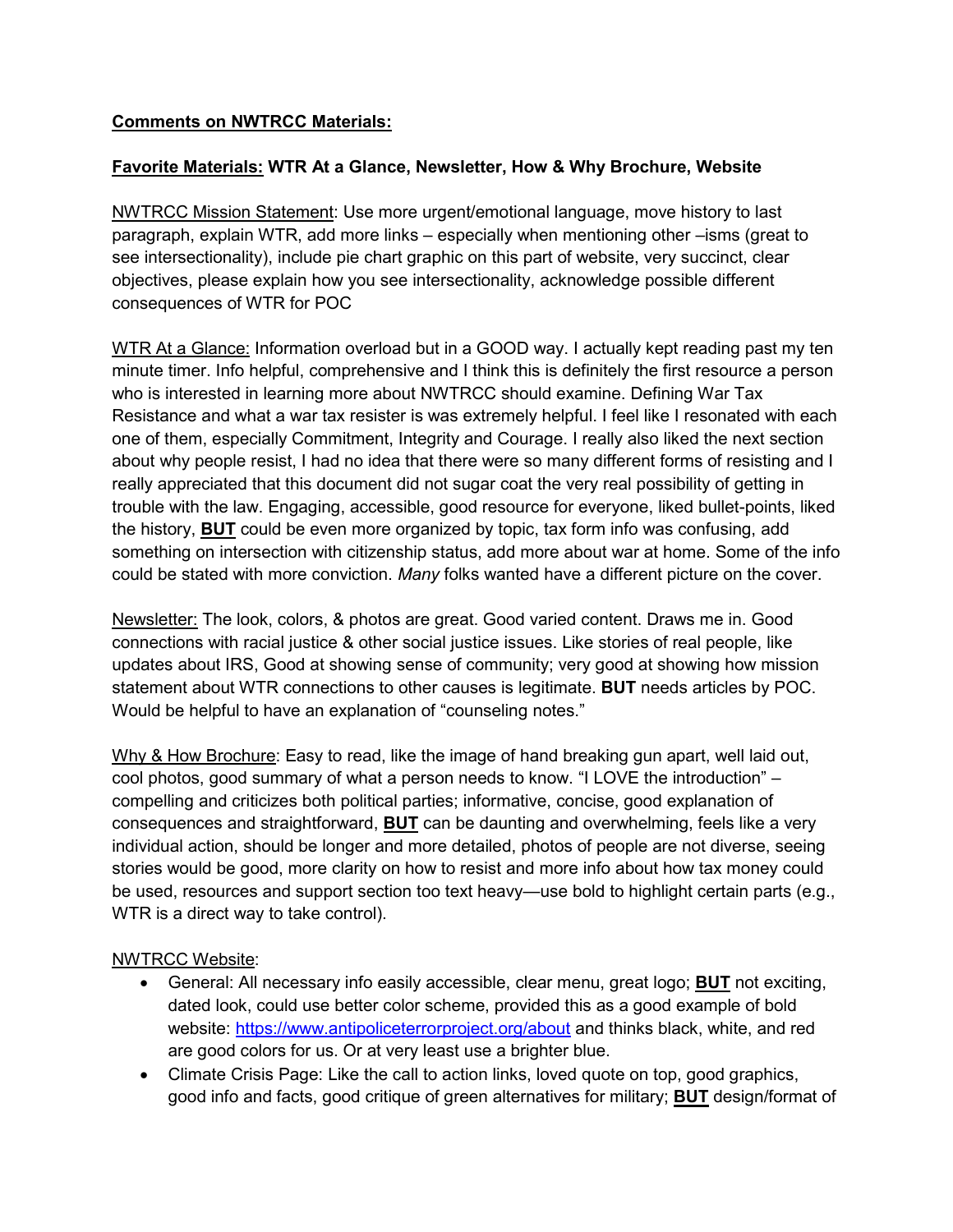**<u>Comments on NWTRCC Materials:</u>**

**<u>Favorite Materials:</u> WTR At a Glance, Newsletter, How & Why Brochure, Website**

<u>NWTRCC Mission Statement</u>: Use more urgent/emotional language, move history to last paragraph, explain WTR, add more links – especially when mentioning other –isms (great to see intersectionality), include pie chart graphic on this part of website, very succinct, clear objectives, please explain how you see intersectionality, acknowledge possible different consequences of WTR for POC

<u>WTR At a Glance:</u> Information overload but in a GOOD way. I actually kept reading past my ten minute timer. Info helpful, comprehensive and I think this is definitely the first resource a person who is interested in learning more about NWTRCC should examine. Defining War Tax Resistance and what a war tax resister is was extremely helpful. I feel like I resonated with each one of them, especially Commitment, Integrity and Courage. I really also liked the next section about why people resist, I had no idea that there were so many different forms of resisting and I really appreciated that this document did not sugar coat the very real possibility of getting in trouble with the law. Engaging, accessible, good resource for everyone, liked bullet-points, liked the history, **<u>BUT</u>** could be even more organized by topic, tax form info was confusing, add something on intersection with citizenship status, add more about war at home. Some of the info could be stated with more conviction. *Many* folks wanted have a different picture on the cover.

<u>Newsletter:</u> The look, colors, & photos are great. Good varied content. Draws me in. Good connections with racial justice & other social justice issues. Like stories of real people, like updates about IRS, Good at showing sense of community; very good at showing how mission statement about WTR connections to other causes is legitimate. **BUT** needs articles by POC. Would be helpful to have an explanation of "counseling notes."

<u>Why & How Brochure</u>: Easy to read, like the image of hand breaking gun apart, well laid out, cool photos, good summary of what a person needs to know. "I LOVE the introduction" – compelling and criticizes both political parties; informative, concise, good explanation of consequences and straightforward, **<u>BUT</u>** can be daunting and overwhelming, feels like a very individual action, should be longer and more detailed, photos of people are not diverse, seeing stories would be good, more clarity on how to resist and more info about how tax money could be used, resources and support section too text heavy—use bold to highlight certain parts (e.g., WTR is a direct way to take control).

<u>NWTRCC Website</u>:

- General: All necessary info easily accessible, clear menu, great logo; **<u>BUT</u>** not exciting, dated look, could use better color scheme, provided this as a good example of bold website: https://www.antipoliceterrorproject.org/about and thinks black, white, and red are good colors for us. Or at very least use a brighter blue.
- Climate Crisis Page: Like the call to action links, loved quote on top, good graphics, good info and facts, good critique of green alternatives for military; **<u>BUT</u>** design/format of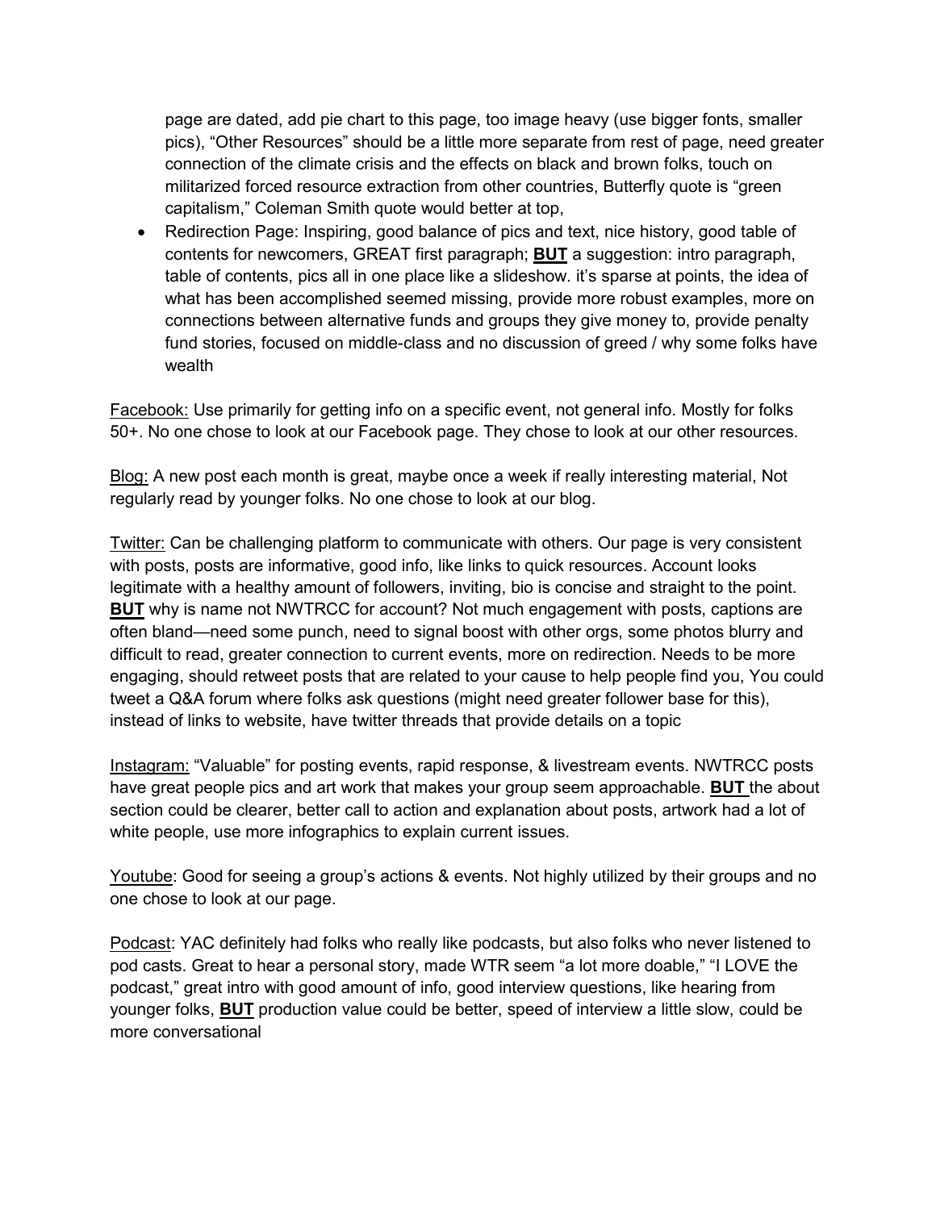page are dated, add pie chart to this page, too image heavy (use bigger fonts, smaller pics), “Other Resources” should be a little more separate from rest of page, need greater connection of the climate crisis and the effects on black and brown folks, touch on militarized forced resource extraction from other countries, Butterfly quote is “green capitalism,” Coleman Smith quote would better at top,

- Redirection Page: Inspiring, good balance of pics and text, nice history, good table of contents for newcomers, GREAT first paragraph; **BUT** a suggestion: intro paragraph, table of contents, pics all in one place like a slideshow. it’s sparse at points, the idea of what has been accomplished seemed missing, provide more robust examples, more on connections between alternative funds and groups they give money to, provide penalty fund stories, focused on middle-class and no discussion of greed / why some folks have wealth

<u>Facebook:</u> Use primarily for getting info on a specific event, not general info. Mostly for folks 50+. No one chose to look at our Facebook page. They chose to look at our other resources.

<u>Blog:</u> A new post each month is great, maybe once a week if really interesting material, Not regularly read by younger folks. No one chose to look at our blog.

<u>Twitter:</u> Can be challenging platform to communicate with others. Our page is very consistent with posts, posts are informative, good info, like links to quick resources. Account looks legitimate with a healthy amount of followers, inviting, bio is concise and straight to the point. **BUT** why is name not NWTRCC for account? Not much engagement with posts, captions are often bland—need some punch, need to signal boost with other orgs, some photos blurry and difficult to read, greater connection to current events, more on redirection. Needs to be more engaging, should retweet posts that are related to your cause to help people find you, You could tweet a Q&A forum where folks ask questions (might need greater follower base for this), instead of links to website, have twitter threads that provide details on a topic

<u>Instagram:</u> “Valuable” for posting events, rapid response, & livestream events. NWTRCC posts have great people pics and art work that makes your group seem approachable. **BUT** the about section could be clearer, better call to action and explanation about posts, artwork had a lot of white people, use more infographics to explain current issues.

<u>Youtube</u>: Good for seeing a group’s actions & events. Not highly utilized by their groups and no one chose to look at our page.

<u>Podcast</u>: YAC definitely had folks who really like podcasts, but also folks who never listened to pod casts. Great to hear a personal story, made WTR seem “a lot more doable,” “I LOVE the podcast,” great intro with good amount of info, good interview questions, like hearing from younger folks, **BUT** production value could be better, speed of interview a little slow, could be more conversational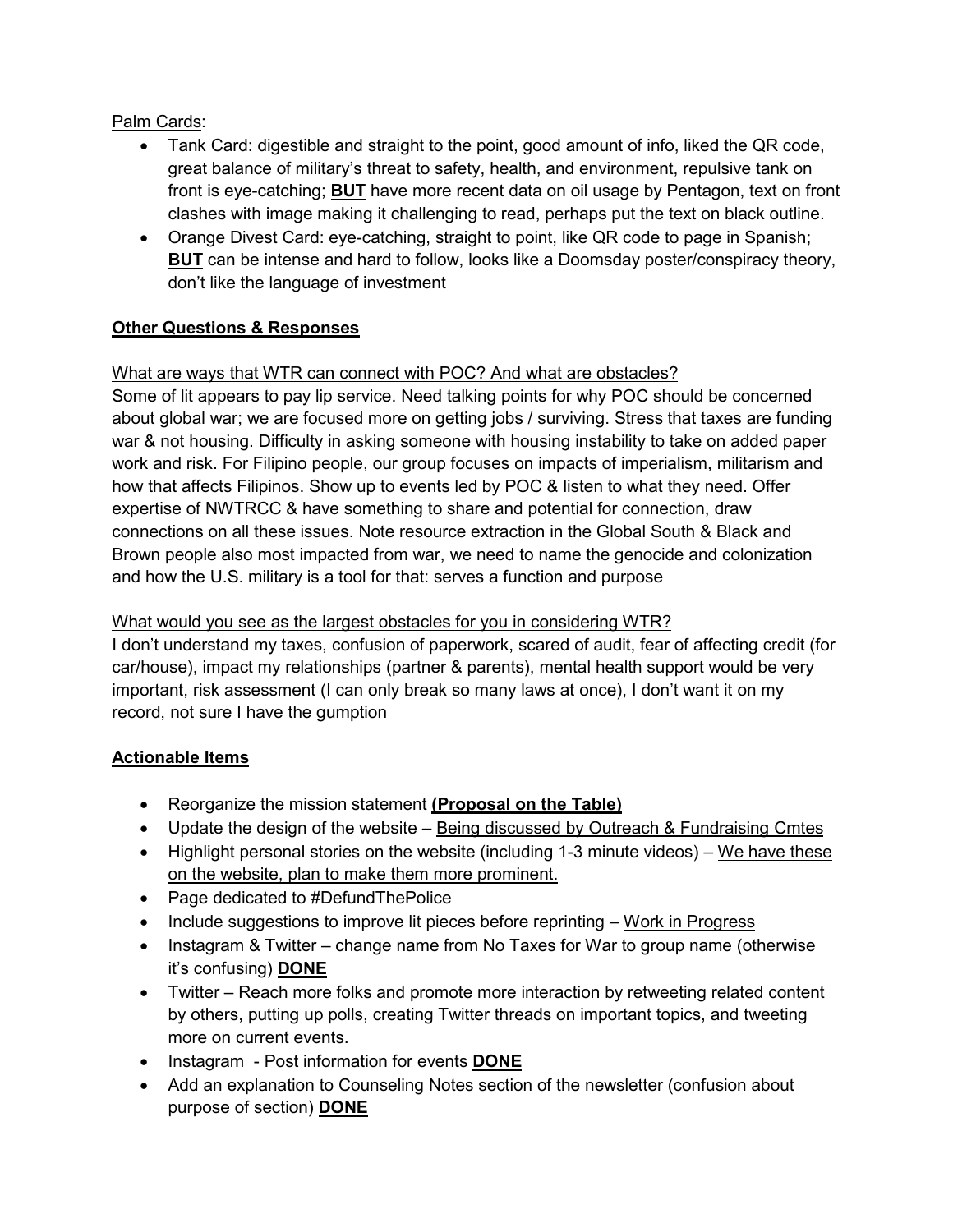<u>Palm Cards</u>:

- Tank Card: digestible and straight to the point, good amount of info, liked the QR code, great balance of military's threat to safety, health, and environment, repulsive tank on front is eye-catching; **<u>BUT</u>** have more recent data on oil usage by Pentagon, text on front clashes with image making it challenging to read, perhaps put the text on black outline.
- Orange Divest Card: eye-catching, straight to point, like QR code to page in Spanish; **<u>BUT</u>** can be intense and hard to follow, looks like a Doomsday poster/conspiracy theory, don't like the language of investment

**<u>Other Questions & Responses</u>**

<u>What are ways that WTR can connect with POC? And what are obstacles?</u>
Some of lit appears to pay lip service. Need talking points for why POC should be concerned about global war; we are focused more on getting jobs / surviving. Stress that taxes are funding war & not housing. Difficulty in asking someone with housing instability to take on added paper work and risk. For Filipino people, our group focuses on impacts of imperialism, militarism and how that affects Filipinos. Show up to events led by POC & listen to what they need. Offer expertise of NWTRCC & have something to share and potential for connection, draw connections on all these issues. Note resource extraction in the Global South & Black and Brown people also most impacted from war, we need to name the genocide and colonization and how the U.S. military is a tool for that: serves a function and purpose

<u>What would you see as the largest obstacles for you in considering WTR?</u>
I don't understand my taxes, confusion of paperwork, scared of audit, fear of affecting credit (for car/house), impact my relationships (partner & parents), mental health support would be very important, risk assessment (I can only break so many laws at once), I don't want it on my record, not sure I have the gumption

**<u>Actionable Items</u>**

- Reorganize the mission statement **<u>(Proposal on the Table)</u>**
- Update the design of the website – <u>Being discussed by Outreach & Fundraising Cmtes</u>
- Highlight personal stories on the website (including 1-3 minute videos) – <u>We have these on the website, plan to make them more prominent.</u>
- Page dedicated to #DefundThePolice
- Include suggestions to improve lit pieces before reprinting – <u>Work in Progress</u>
- Instagram & Twitter – change name from No Taxes for War to group name (otherwise it's confusing) **<u>DONE</u>**
- Twitter – Reach more folks and promote more interaction by retweeting related content by others, putting up polls, creating Twitter threads on important topics, and tweeting more on current events.
- Instagram - Post information for events **<u>DONE</u>**
- Add an explanation to Counseling Notes section of the newsletter (confusion about purpose of section) **<u>DONE</u>**